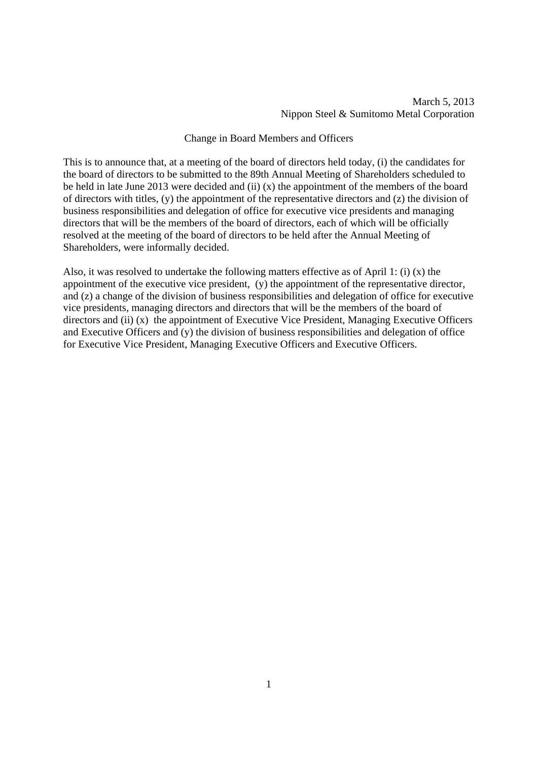March 5, 2013
Nippon Steel & Sumitomo Metal Corporation

# Change in Board Members and Officers

This is to announce that, at a meeting of the board of directors held today, (i) the candidates for the board of directors to be submitted to the 89th Annual Meeting of Shareholders scheduled to be held in late June 2013 were decided and (ii) (x) the appointment of the members of the board of directors with titles, (y) the appointment of the representative directors and (z) the division of business responsibilities and delegation of office for executive vice presidents and managing directors that will be the members of the board of directors, each of which will be officially resolved at the meeting of the board of directors to be held after the Annual Meeting of Shareholders, were informally decided.

Also, it was resolved to undertake the following matters effective as of April 1: (i) (x) the appointment of the executive vice president, (y) the appointment of the representative director, and (z) a change of the division of business responsibilities and delegation of office for executive vice presidents, managing directors and directors that will be the members of the board of directors and (ii) (x) the appointment of Executive Vice President, Managing Executive Officers and Executive Officers and (y) the division of business responsibilities and delegation of office for Executive Vice President, Managing Executive Officers and Executive Officers.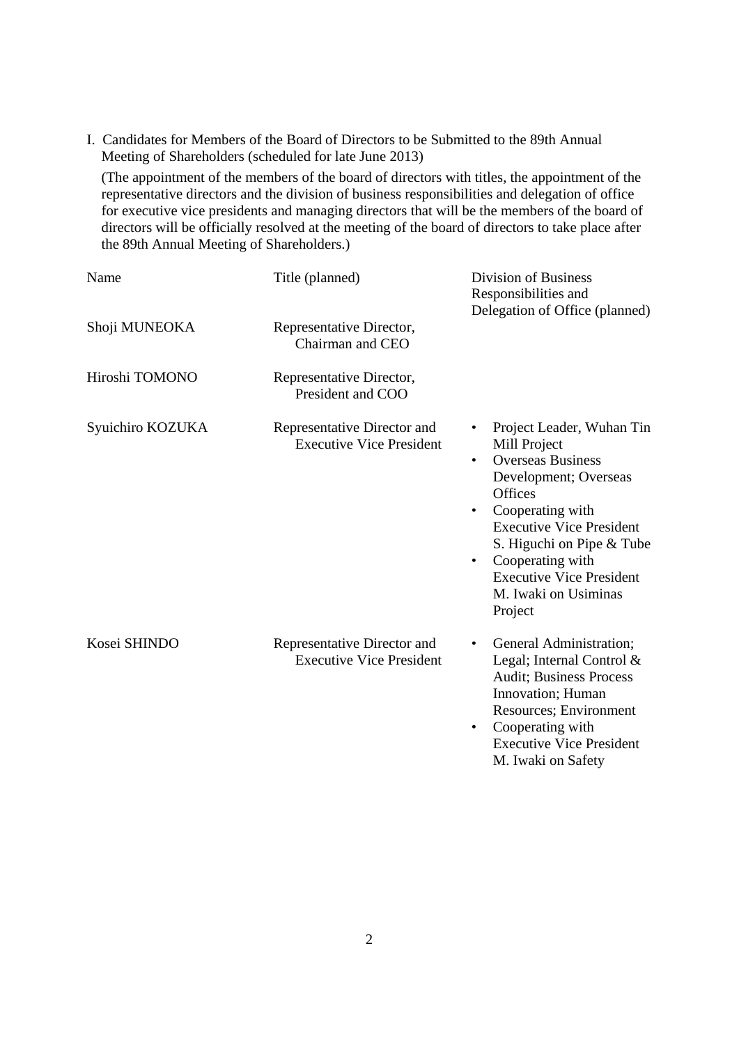I. Candidates for Members of the Board of Directors to be Submitted to the 89th Annual Meeting of Shareholders (scheduled for late June 2013)

(The appointment of the members of the board of directors with titles, the appointment of the representative directors and the division of business responsibilities and delegation of office for executive vice presidents and managing directors that will be the members of the board of directors will be officially resolved at the meeting of the board of directors to take place after the 89th Annual Meeting of Shareholders.)

| Name | Title (planned) | Division of Business Responsibilities and Delegation of Office (planned) |
|---|---|---|
| Shoji MUNEOKA | Representative Director, Chairman and CEO | |
| Hiroshi TOMONO | Representative Director, President and COO | |
| Syuichiro KOZUKA | Representative Director and Executive Vice President | • Project Leader, Wuhan Tin Mill Project<br>• Overseas Business Development; Overseas Offices<br>• Cooperating with Executive Vice President S. Higuchi on Pipe & Tube<br>• Cooperating with Executive Vice President M. Iwaki on Usiminas Project |
| Kosei SHINDO | Representative Director and Executive Vice President | • General Administration; Legal; Internal Control & Audit; Business Process Innovation; Human Resources; Environment<br>• Cooperating with Executive Vice President M. Iwaki on Safety |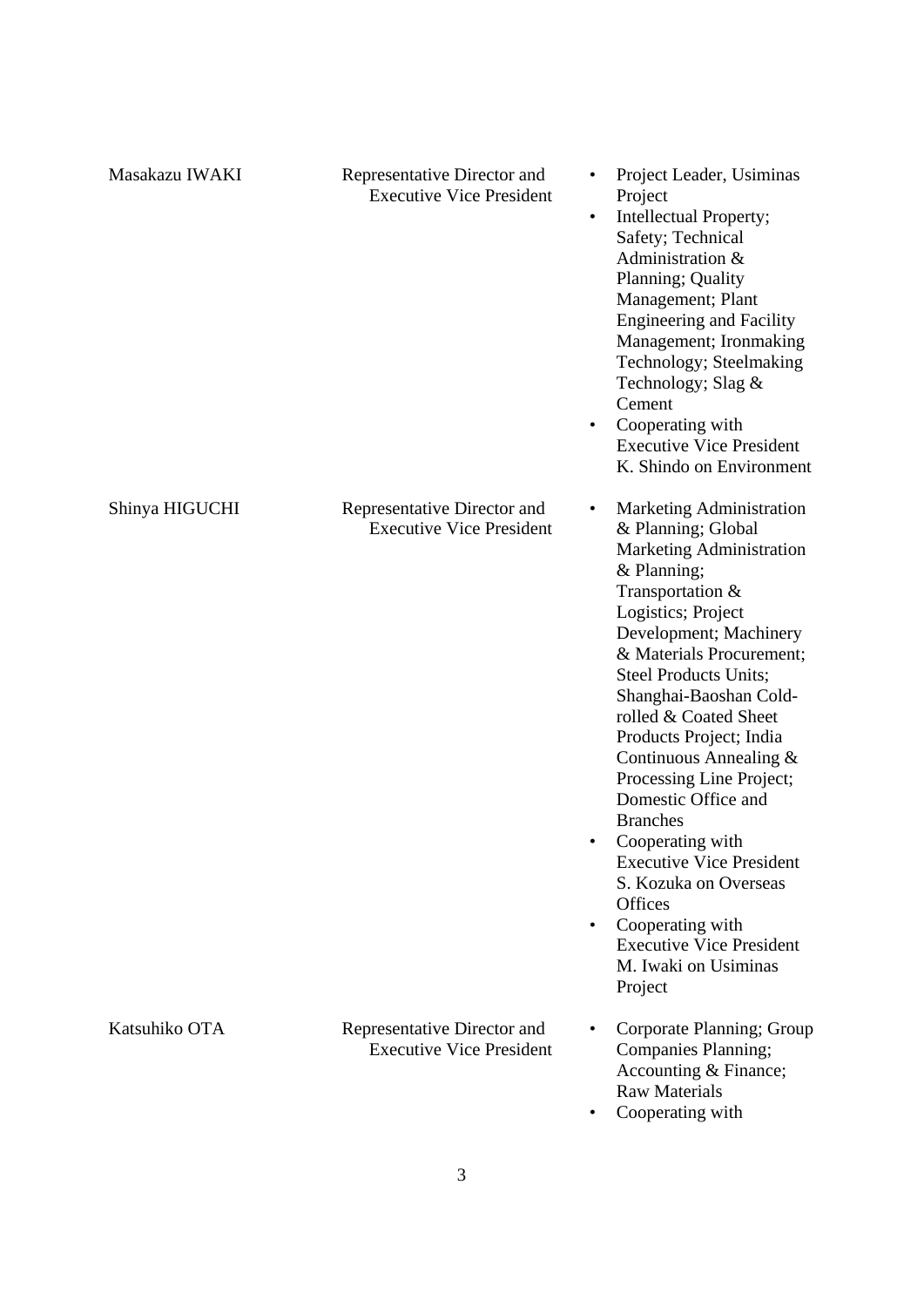| | | |
|---|---|---|
| Masakazu IWAKI | Representative Director and Executive Vice President | • Project Leader, Usiminas Project<br>• Intellectual Property; Safety; Technical Administration & Planning; Quality Management; Plant Engineering and Facility Management; Ironmaking Technology; Steelmaking Technology; Slag & Cement<br>• Cooperating with Executive Vice President K. Shindo on Environment |
| Shinya HIGUCHI | Representative Director and Executive Vice President | • Marketing Administration & Planning; Global Marketing Administration & Planning; Transportation & Logistics; Project Development; Machinery & Materials Procurement; Steel Products Units; Shanghai-Baoshan Cold-rolled & Coated Sheet Products Project; India Continuous Annealing & Processing Line Project; Domestic Office and Branches<br>• Cooperating with Executive Vice President S. Kozuka on Overseas Offices<br>• Cooperating with Executive Vice President M. Iwaki on Usiminas Project |
| Katsuhiko OTA | Representative Director and Executive Vice President | • Corporate Planning; Group Companies Planning; Accounting & Finance; Raw Materials<br>• Cooperating with |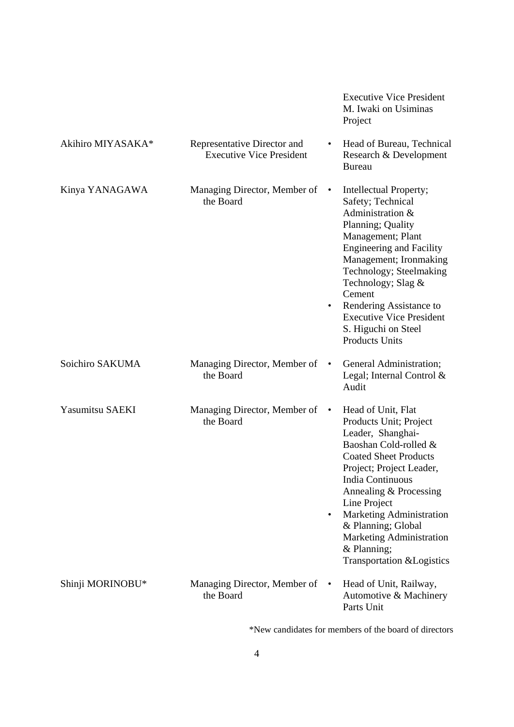| | | |
|---|---|---|
| | | Executive Vice President M. Iwaki on Usiminas Project |
| Akihiro MIYASAKA* | Representative Director and Executive Vice President | • Head of Bureau, Technical Research & Development Bureau |
| Kinya YANAGAWA | Managing Director, Member of the Board | • Intellectual Property; Safety; Technical Administration & Planning; Quality Management; Plant Engineering and Facility Management; Ironmaking Technology; Steelmaking Technology; Slag & Cement<br>• Rendering Assistance to Executive Vice President S. Higuchi on Steel Products Units |
| Soichiro SAKUMA | Managing Director, Member of the Board | • General Administration; Legal; Internal Control & Audit |
| Yasumitsu SAEKI | Managing Director, Member of the Board | • Head of Unit, Flat Products Unit; Project Leader, Shanghai-Baoshan Cold-rolled & Coated Sheet Products Project; Project Leader, India Continuous Annealing & Processing Line Project<br>• Marketing Administration & Planning; Global Marketing Administration & Planning; Transportation &Logistics |
| Shinji MORINOBU* | Managing Director, Member of the Board | • Head of Unit, Railway, Automotive & Machinery Parts Unit |

*New candidates for members of the board of directors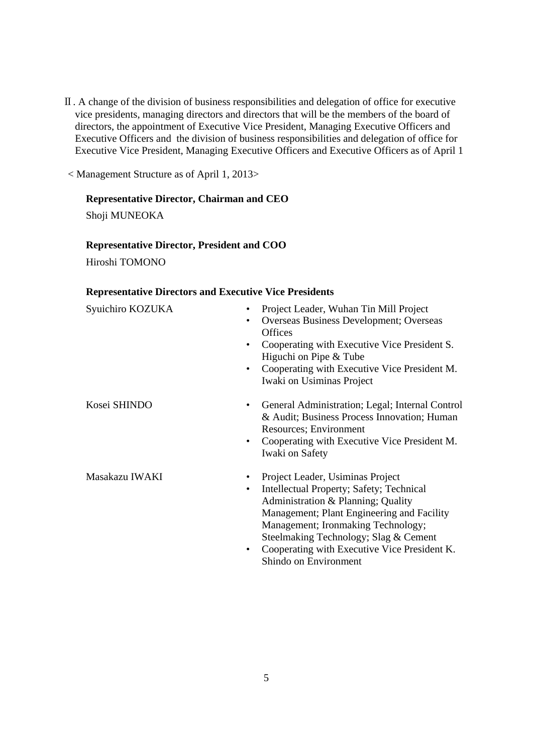Ⅱ. A change of the division of business responsibilities and delegation of office for executive vice presidents, managing directors and directors that will be the members of the board of directors, the appointment of Executive Vice President, Managing Executive Officers and Executive Officers and the division of business responsibilities and delegation of office for Executive Vice President, Managing Executive Officers and Executive Officers as of April 1

< Management Structure as of April 1, 2013>

**Representative Director, Chairman and CEO**

Shoji MUNEOKA

**Representative Director, President and COO**

Hiroshi TOMONO

**Representative Directors and Executive Vice Presidents**

Syuichiro KOZUKA

- Project Leader, Wuhan Tin Mill Project
- Overseas Business Development; Overseas Offices
- Cooperating with Executive Vice President S. Higuchi on Pipe & Tube
- Cooperating with Executive Vice President M. Iwaki on Usiminas Project

Kosei SHINDO

- General Administration; Legal; Internal Control & Audit; Business Process Innovation; Human Resources; Environment
- Cooperating with Executive Vice President M. Iwaki on Safety

Masakazu IWAKI

- Project Leader, Usiminas Project
- Intellectual Property; Safety; Technical Administration & Planning; Quality Management; Plant Engineering and Facility Management; Ironmaking Technology; Steelmaking Technology; Slag & Cement
- Cooperating with Executive Vice President K. Shindo on Environment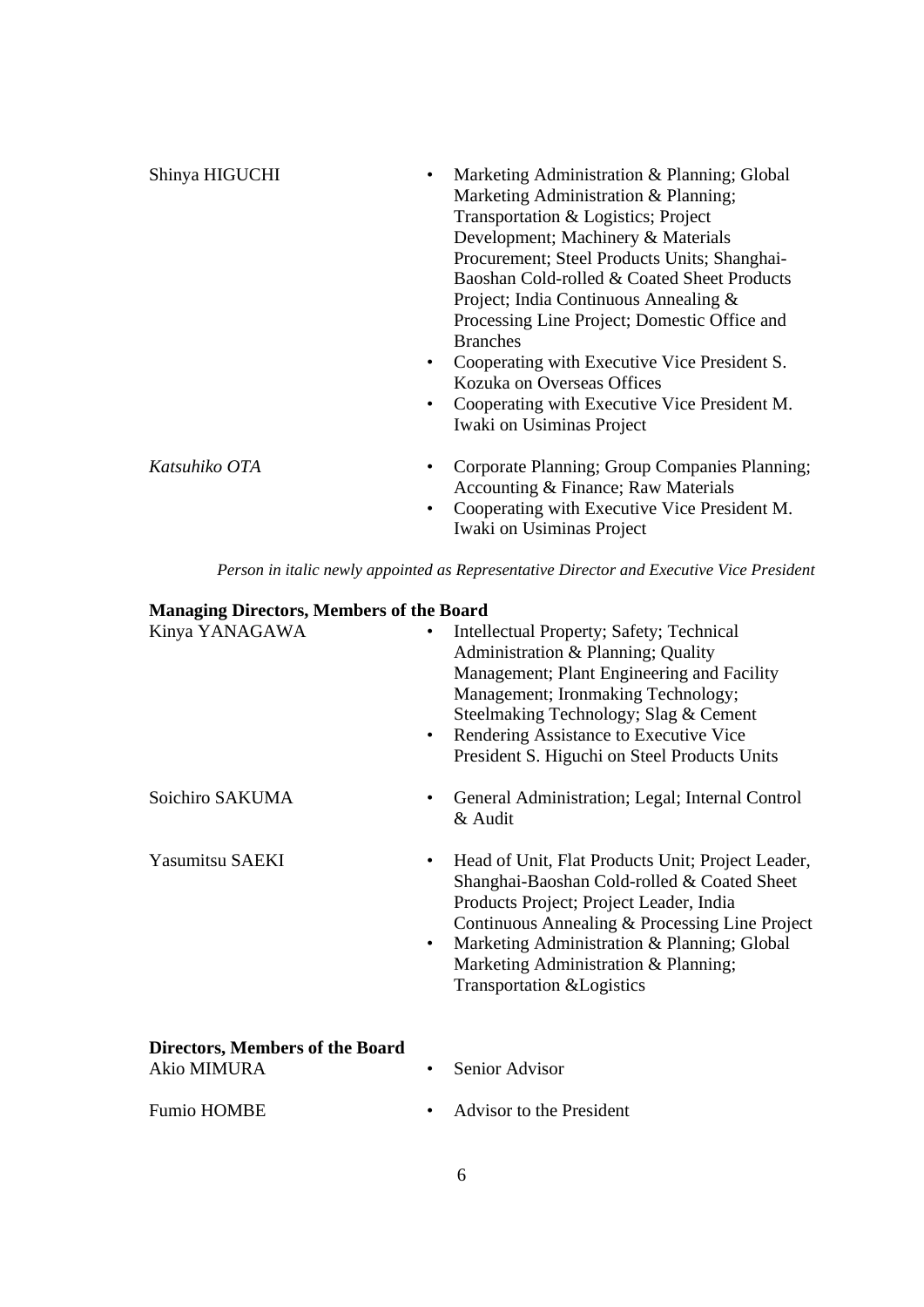Shinya HIGUCHI

- Marketing Administration & Planning; Global Marketing Administration & Planning; Transportation & Logistics; Project Development; Machinery & Materials Procurement; Steel Products Units; Shanghai-Baoshan Cold-rolled & Coated Sheet Products Project; India Continuous Annealing & Processing Line Project; Domestic Office and Branches
- Cooperating with Executive Vice President S. Kozuka on Overseas Offices
- Cooperating with Executive Vice President M. Iwaki on Usiminas Project

*Katsuhiko OTA*

- Corporate Planning; Group Companies Planning; Accounting & Finance; Raw Materials
- Cooperating with Executive Vice President M. Iwaki on Usiminas Project

*Person in italic newly appointed as Representative Director and Executive Vice President*

**Managing Directors, Members of the Board**

Kinya YANAGAWA

- Intellectual Property; Safety; Technical Administration & Planning; Quality Management; Plant Engineering and Facility Management; Ironmaking Technology; Steelmaking Technology; Slag & Cement
- Rendering Assistance to Executive Vice President S. Higuchi on Steel Products Units

Soichiro SAKUMA

- General Administration; Legal; Internal Control & Audit

Yasumitsu SAEKI

- Head of Unit, Flat Products Unit; Project Leader, Shanghai-Baoshan Cold-rolled & Coated Sheet Products Project; Project Leader, India Continuous Annealing & Processing Line Project
- Marketing Administration & Planning; Global Marketing Administration & Planning; Transportation &Logistics

**Directors, Members of the Board**

Akio MIMURA

- Senior Advisor

Fumio HOMBE

- Advisor to the President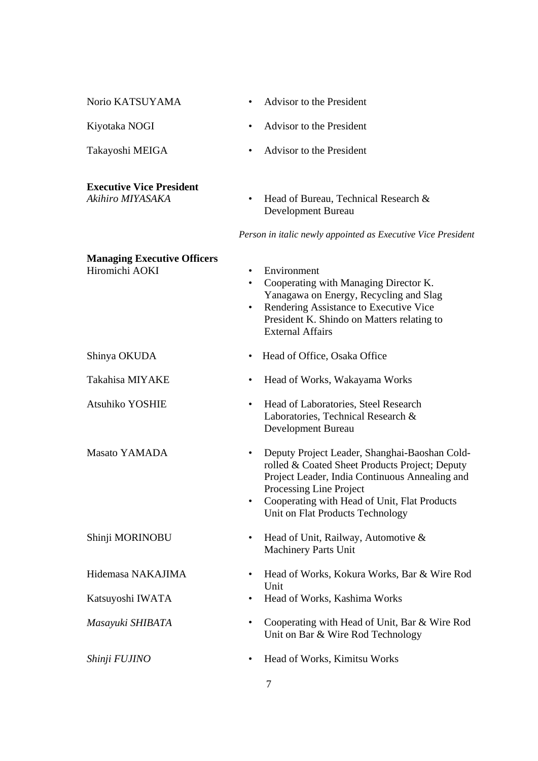| | |
|---|---|
| Norio KATSUYAMA | • Advisor to the President |
| Kiyotaka NOGI | • Advisor to the President |
| Takayoshi MEIGA | • Advisor to the President |

**Executive Vice President**

| | |
|---|---|
| *Akihiro MIYASAKA* | • Head of Bureau, Technical Research & Development Bureau |

*Person in italic newly appointed as Executive Vice President*

**Managing Executive Officers**

| | |
|---|---|
| Hiromichi AOKI | • Environment<br>• Cooperating with Managing Director K. Yanagawa on Energy, Recycling and Slag<br>• Rendering Assistance to Executive Vice President K. Shindo on Matters relating to External Affairs |
| Shinya OKUDA | • Head of Office, Osaka Office |
| Takahisa MIYAKE | • Head of Works, Wakayama Works |
| Atsuhiko YOSHIE | • Head of Laboratories, Steel Research Laboratories, Technical Research & Development Bureau |
| Masato YAMADA | • Deputy Project Leader, Shanghai-Baoshan Cold-rolled & Coated Sheet Products Project; Deputy Project Leader, India Continuous Annealing and Processing Line Project<br>• Cooperating with Head of Unit, Flat Products Unit on Flat Products Technology |
| Shinji MORINOBU | • Head of Unit, Railway, Automotive & Machinery Parts Unit |
| Hidemasa NAKAJIMA | • Head of Works, Kokura Works, Bar & Wire Rod Unit |
| Katsuyoshi IWATA | • Head of Works, Kashima Works |
| *Masayuki SHIBATA* | • Cooperating with Head of Unit, Bar & Wire Rod Unit on Bar & Wire Rod Technology |
| *Shinji FUJINO* | • Head of Works, Kimitsu Works |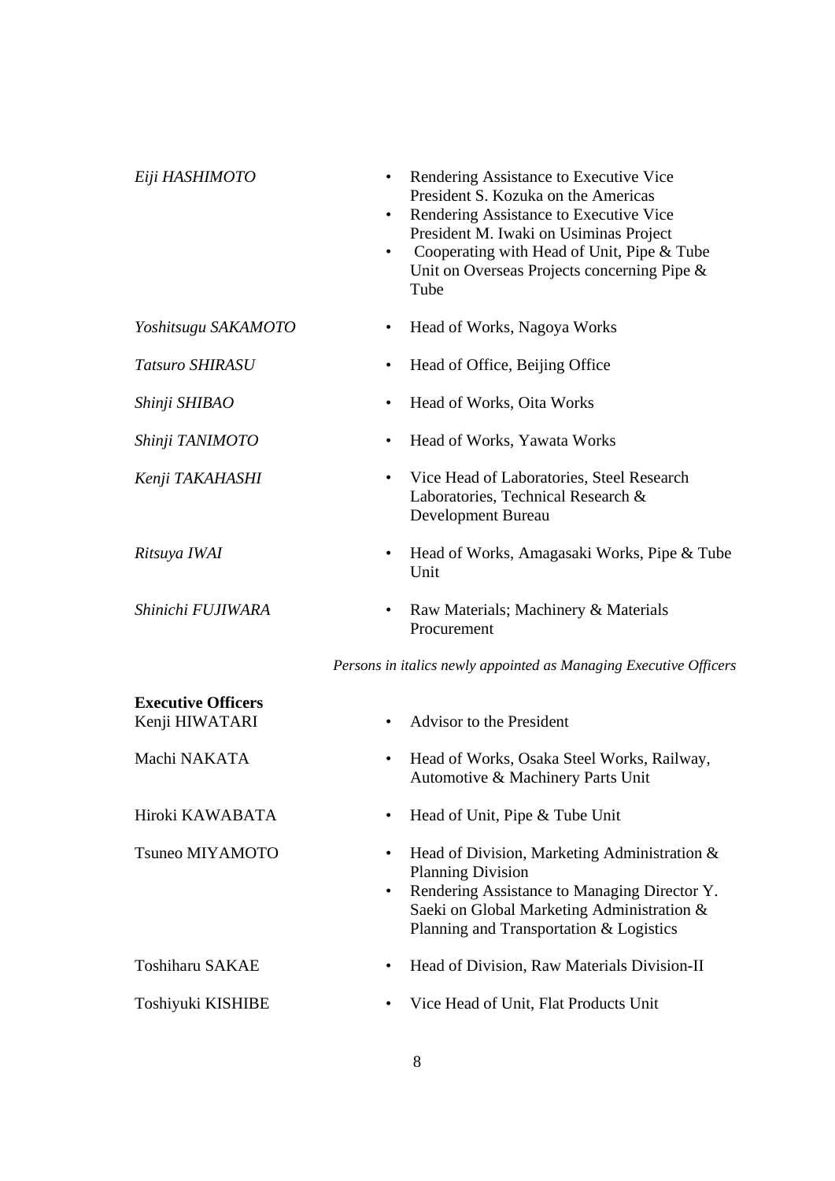| | |
|---|---|
| *Eiji HASHIMOTO* | • Rendering Assistance to Executive Vice President S. Kozuka on the Americas<br>• Rendering Assistance to Executive Vice President M. Iwaki on Usiminas Project<br>• Cooperating with Head of Unit, Pipe & Tube Unit on Overseas Projects concerning Pipe & Tube |
| *Yoshitsugu SAKAMOTO* | • Head of Works, Nagoya Works |
| *Tatsuro SHIRASU* | • Head of Office, Beijing Office |
| *Shinji SHIBAO* | • Head of Works, Oita Works |
| *Shinji TANIMOTO* | • Head of Works, Yawata Works |
| *Kenji TAKAHASHI* | • Vice Head of Laboratories, Steel Research Laboratories, Technical Research & Development Bureau |
| *Ritsuya IWAI* | • Head of Works, Amagasaki Works, Pipe & Tube Unit |
| *Shinichi FUJIWARA* | • Raw Materials; Machinery & Materials Procurement |

*Persons in italics newly appointed as Managing Executive Officers*

**Executive Officers**

| | |
|---|---|
| Kenji HIWATARI | • Advisor to the President |
| Machi NAKATA | • Head of Works, Osaka Steel Works, Railway, Automotive & Machinery Parts Unit |
| Hiroki KAWABATA | • Head of Unit, Pipe & Tube Unit |
| Tsuneo MIYAMOTO | • Head of Division, Marketing Administration & Planning Division<br>• Rendering Assistance to Managing Director Y. Saeki on Global Marketing Administration & Planning and Transportation & Logistics |
| Toshiharu SAKAE | • Head of Division, Raw Materials Division-II |
| Toshiyuki KISHIBE | • Vice Head of Unit, Flat Products Unit |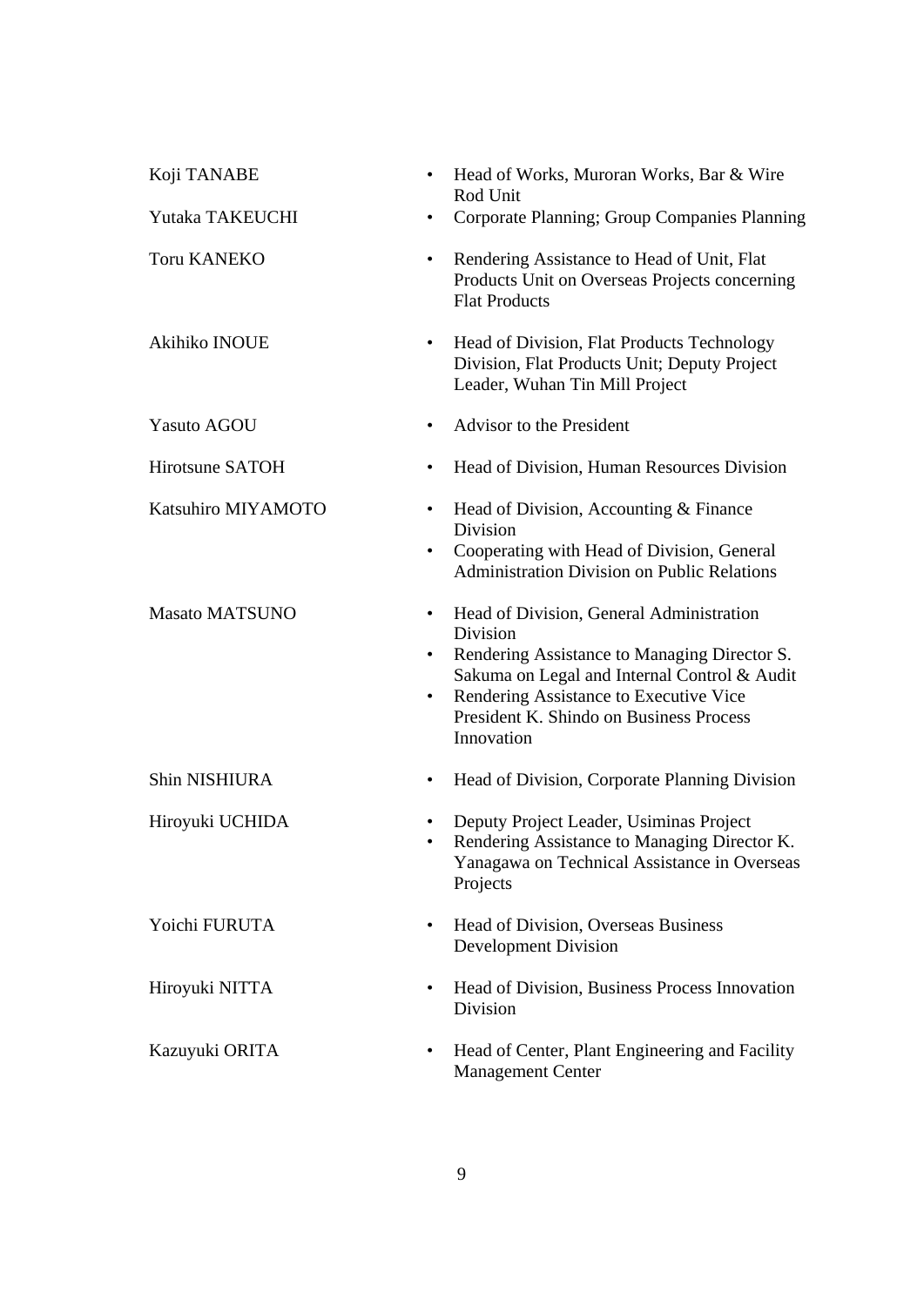| | |
|---|---|
| Koji TANABE | • Head of Works, Muroran Works, Bar & Wire Rod Unit |
| Yutaka TAKEUCHI | • Corporate Planning; Group Companies Planning |
| Toru KANEKO | • Rendering Assistance to Head of Unit, Flat Products Unit on Overseas Projects concerning Flat Products |
| Akihiko INOUE | • Head of Division, Flat Products Technology Division, Flat Products Unit; Deputy Project Leader, Wuhan Tin Mill Project |
| Yasuto AGOU | • Advisor to the President |
| Hirotsune SATOH | • Head of Division, Human Resources Division |
| Katsuhiro MIYAMOTO | • Head of Division, Accounting & Finance Division<br>• Cooperating with Head of Division, General Administration Division on Public Relations |
| Masato MATSUNO | • Head of Division, General Administration Division<br>• Rendering Assistance to Managing Director S. Sakuma on Legal and Internal Control & Audit<br>• Rendering Assistance to Executive Vice President K. Shindo on Business Process Innovation |
| Shin NISHIURA | • Head of Division, Corporate Planning Division |
| Hiroyuki UCHIDA | • Deputy Project Leader, Usiminas Project<br>• Rendering Assistance to Managing Director K. Yanagawa on Technical Assistance in Overseas Projects |
| Yoichi FURUTA | • Head of Division, Overseas Business Development Division |
| Hiroyuki NITTA | • Head of Division, Business Process Innovation Division |
| Kazuyuki ORITA | • Head of Center, Plant Engineering and Facility Management Center |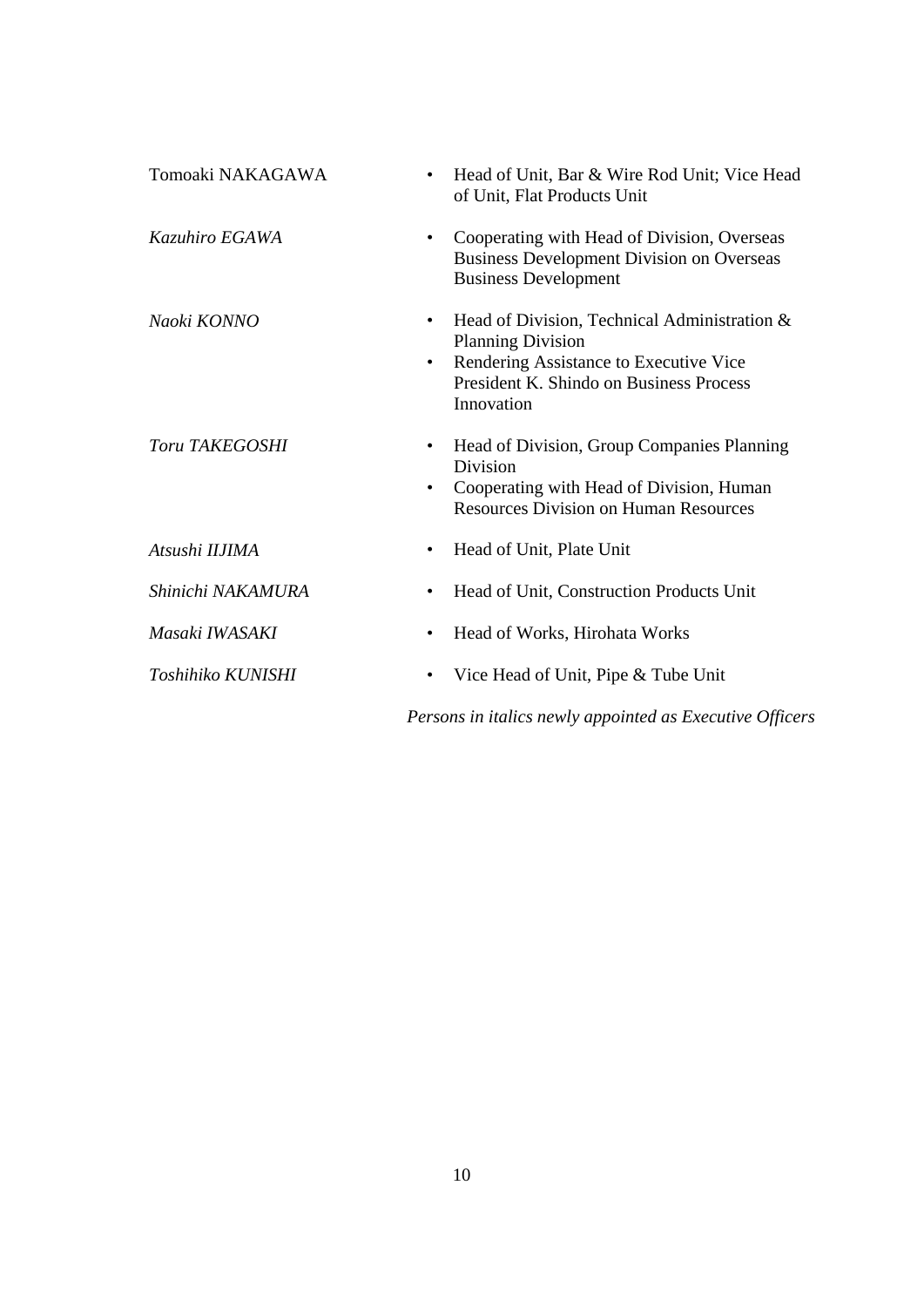| | |
|---|---|
| Tomoaki NAKAGAWA | • Head of Unit, Bar & Wire Rod Unit; Vice Head of Unit, Flat Products Unit |
| *Kazuhiro EGAWA* | • Cooperating with Head of Division, Overseas Business Development Division on Overseas Business Development |
| *Naoki KONNO* | • Head of Division, Technical Administration & Planning Division<br>• Rendering Assistance to Executive Vice President K. Shindo on Business Process Innovation |
| *Toru TAKEGOSHI* | • Head of Division, Group Companies Planning Division<br>• Cooperating with Head of Division, Human Resources Division on Human Resources |
| *Atsushi IIJIMA* | • Head of Unit, Plate Unit |
| *Shinichi NAKAMURA* | • Head of Unit, Construction Products Unit |
| *Masaki IWASAKI* | • Head of Works, Hirohata Works |
| *Toshihiko KUNISHI* | • Vice Head of Unit, Pipe & Tube Unit |

*Persons in italics newly appointed as Executive Officers*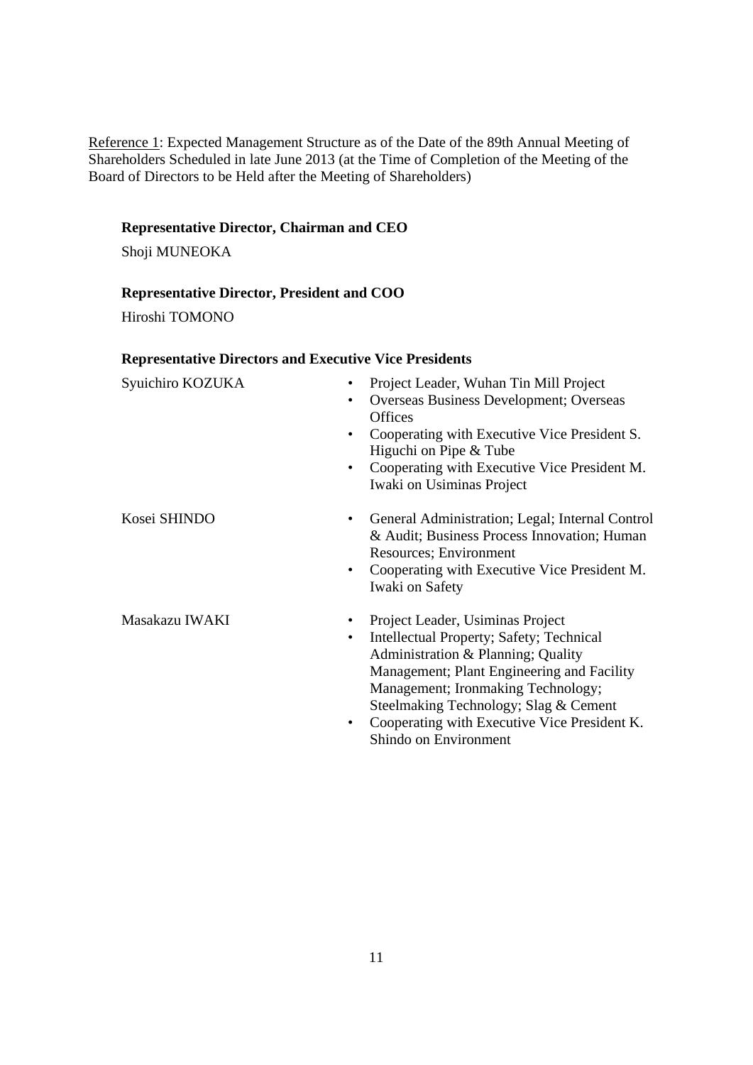Reference 1: Expected Management Structure as of the Date of the 89th Annual Meeting of Shareholders Scheduled in late June 2013 (at the Time of Completion of the Meeting of the Board of Directors to be Held after the Meeting of Shareholders)

**Representative Director, Chairman and CEO**

Shoji MUNEOKA

**Representative Director, President and COO**

Hiroshi TOMONO

**Representative Directors and Executive Vice Presidents**

Syuichiro KOZUKA

- Project Leader, Wuhan Tin Mill Project
- Overseas Business Development; Overseas Offices
- Cooperating with Executive Vice President S. Higuchi on Pipe & Tube
- Cooperating with Executive Vice President M. Iwaki on Usiminas Project

Kosei SHINDO

- General Administration; Legal; Internal Control & Audit; Business Process Innovation; Human Resources; Environment
- Cooperating with Executive Vice President M. Iwaki on Safety

Masakazu IWAKI

- Project Leader, Usiminas Project
- Intellectual Property; Safety; Technical Administration & Planning; Quality Management; Plant Engineering and Facility Management; Ironmaking Technology; Steelmaking Technology; Slag & Cement
- Cooperating with Executive Vice President K. Shindo on Environment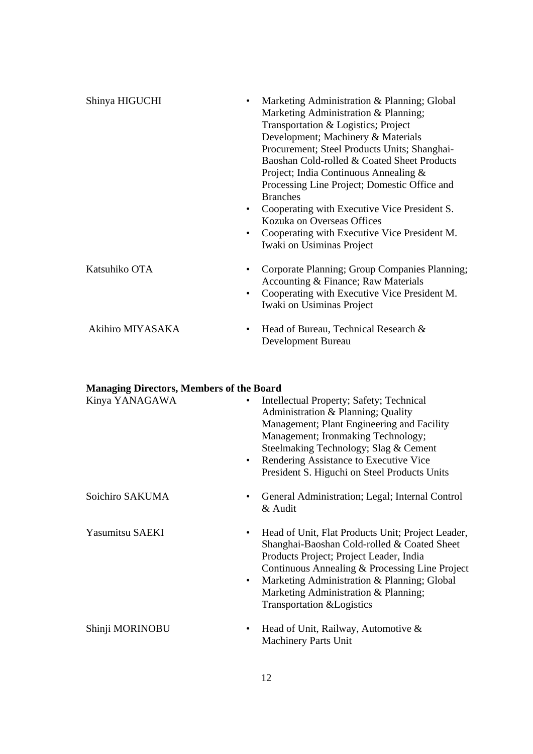Shinya HIGUCHI

- Marketing Administration & Planning; Global Marketing Administration & Planning; Transportation & Logistics; Project Development; Machinery & Materials Procurement; Steel Products Units; Shanghai-Baoshan Cold-rolled & Coated Sheet Products Project; India Continuous Annealing & Processing Line Project; Domestic Office and Branches
- Cooperating with Executive Vice President S. Kozuka on Overseas Offices
- Cooperating with Executive Vice President M. Iwaki on Usiminas Project

Katsuhiko OTA

- Corporate Planning; Group Companies Planning; Accounting & Finance; Raw Materials
- Cooperating with Executive Vice President M. Iwaki on Usiminas Project

Akihiro MIYASAKA

- Head of Bureau, Technical Research & Development Bureau

**Managing Directors, Members of the Board**

Kinya YANAGAWA

- Intellectual Property; Safety; Technical Administration & Planning; Quality Management; Plant Engineering and Facility Management; Ironmaking Technology; Steelmaking Technology; Slag & Cement
- Rendering Assistance to Executive Vice President S. Higuchi on Steel Products Units

Soichiro SAKUMA

- General Administration; Legal; Internal Control & Audit

Yasumitsu SAEKI

- Head of Unit, Flat Products Unit; Project Leader, Shanghai-Baoshan Cold-rolled & Coated Sheet Products Project; Project Leader, India Continuous Annealing & Processing Line Project
- Marketing Administration & Planning; Global Marketing Administration & Planning; Transportation &Logistics

Shinji MORINOBU

- Head of Unit, Railway, Automotive & Machinery Parts Unit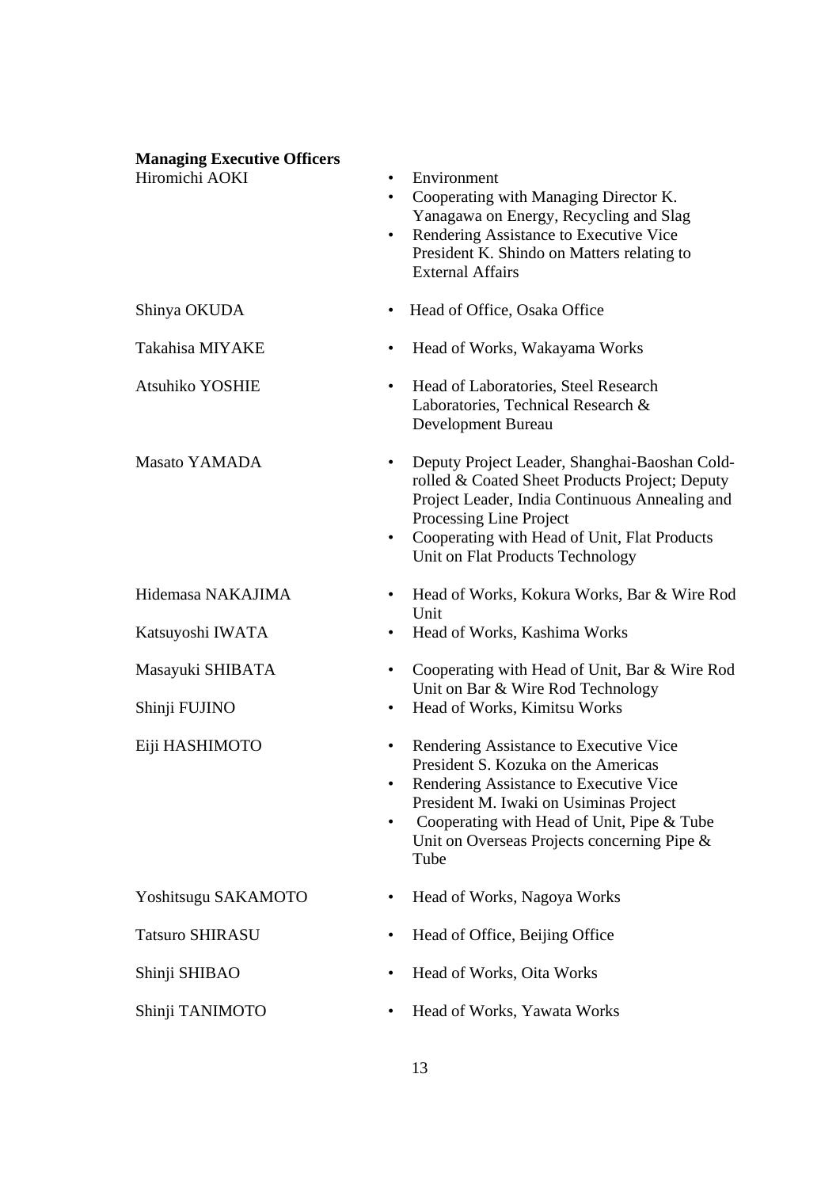**Managing Executive Officers**

Hiromichi AOKI

- Environment
- Cooperating with Managing Director K. Yanagawa on Energy, Recycling and Slag
- Rendering Assistance to Executive Vice President K. Shindo on Matters relating to External Affairs

Shinya OKUDA

- Head of Office, Osaka Office

Takahisa MIYAKE

- Head of Works, Wakayama Works

Atsuhiko YOSHIE

- Head of Laboratories, Steel Research Laboratories, Technical Research & Development Bureau

Masato YAMADA

- Deputy Project Leader, Shanghai-Baoshan Cold-rolled & Coated Sheet Products Project; Deputy Project Leader, India Continuous Annealing and Processing Line Project
- Cooperating with Head of Unit, Flat Products Unit on Flat Products Technology

Hidemasa NAKAJIMA

- Head of Works, Kokura Works, Bar & Wire Rod Unit

Katsuyoshi IWATA

- Head of Works, Kashima Works

Masayuki SHIBATA

- Cooperating with Head of Unit, Bar & Wire Rod Unit on Bar & Wire Rod Technology

Shinji FUJINO

- Head of Works, Kimitsu Works

Eiji HASHIMOTO

- Rendering Assistance to Executive Vice President S. Kozuka on the Americas
- Rendering Assistance to Executive Vice President M. Iwaki on Usiminas Project
- Cooperating with Head of Unit, Pipe & Tube Unit on Overseas Projects concerning Pipe & Tube

Yoshitsugu SAKAMOTO

- Head of Works, Nagoya Works

Tatsuro SHIRASU

- Head of Office, Beijing Office

Shinji SHIBAO

- Head of Works, Oita Works

Shinji TANIMOTO

- Head of Works, Yawata Works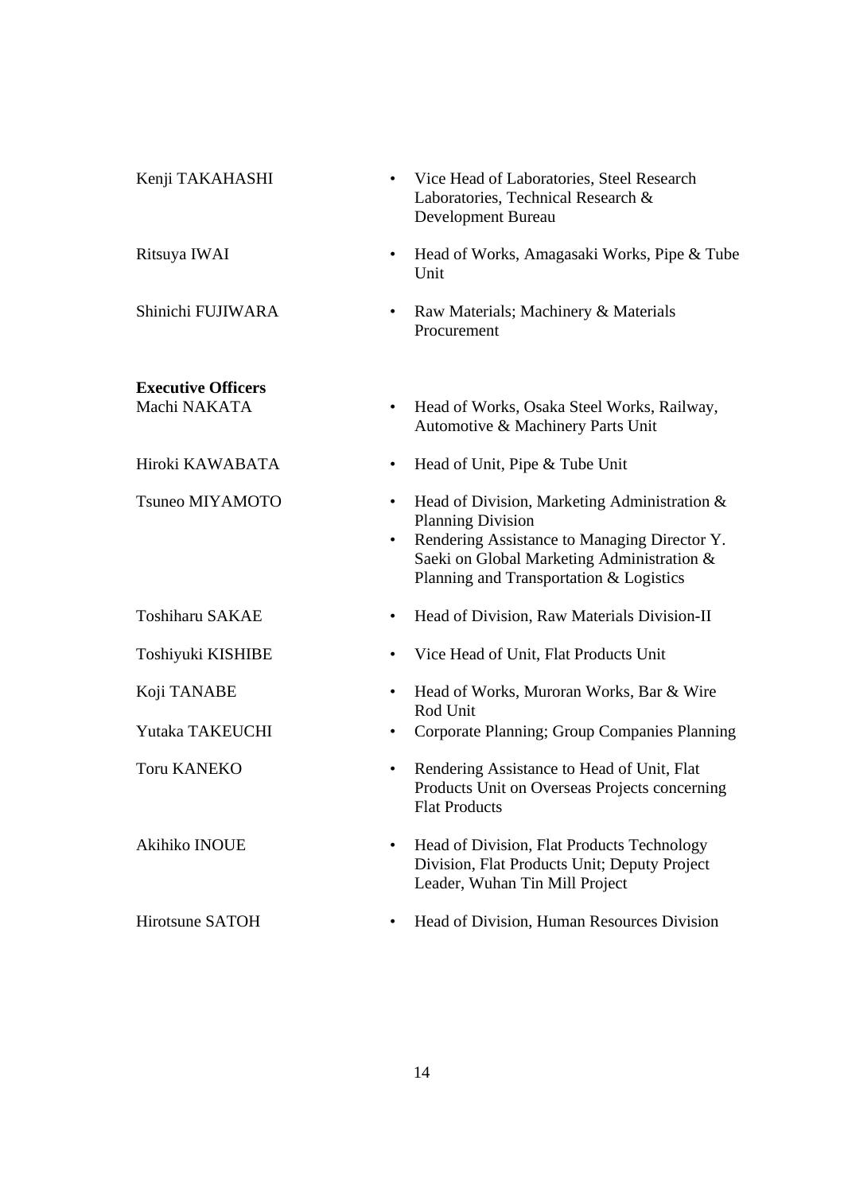| | |
|---|---|
| Kenji TAKAHASHI | • Vice Head of Laboratories, Steel Research Laboratories, Technical Research & Development Bureau |
| Ritsuya IWAI | • Head of Works, Amagasaki Works, Pipe & Tube Unit |
| Shinichi FUJIWARA | • Raw Materials; Machinery & Materials Procurement |

**Executive Officers**

| | |
|---|---|
| Machi NAKATA | • Head of Works, Osaka Steel Works, Railway, Automotive & Machinery Parts Unit |
| Hiroki KAWABATA | • Head of Unit, Pipe & Tube Unit |
| Tsuneo MIYAMOTO | • Head of Division, Marketing Administration & Planning Division<br>• Rendering Assistance to Managing Director Y. Saeki on Global Marketing Administration & Planning and Transportation & Logistics |
| Toshiharu SAKAE | • Head of Division, Raw Materials Division-II |
| Toshiyuki KISHIBE | • Vice Head of Unit, Flat Products Unit |
| Koji TANABE | • Head of Works, Muroran Works, Bar & Wire Rod Unit |
| Yutaka TAKEUCHI | • Corporate Planning; Group Companies Planning |
| Toru KANEKO | • Rendering Assistance to Head of Unit, Flat Products Unit on Overseas Projects concerning Flat Products |
| Akihiko INOUE | • Head of Division, Flat Products Technology Division, Flat Products Unit; Deputy Project Leader, Wuhan Tin Mill Project |
| Hirotsune SATOH | • Head of Division, Human Resources Division |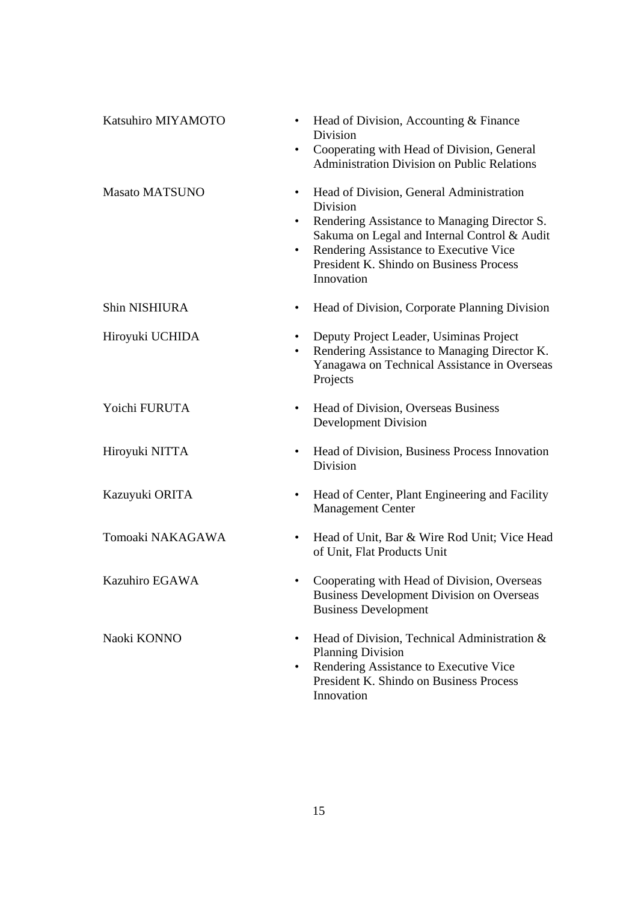| | |
|---|---|
| Katsuhiro MIYAMOTO | • Head of Division, Accounting & Finance Division<br>• Cooperating with Head of Division, General Administration Division on Public Relations |
| Masato MATSUNO | • Head of Division, General Administration Division<br>• Rendering Assistance to Managing Director S. Sakuma on Legal and Internal Control & Audit<br>• Rendering Assistance to Executive Vice President K. Shindo on Business Process Innovation |
| Shin NISHIURA | • Head of Division, Corporate Planning Division |
| Hiroyuki UCHIDA | • Deputy Project Leader, Usiminas Project<br>• Rendering Assistance to Managing Director K. Yanagawa on Technical Assistance in Overseas Projects |
| Yoichi FURUTA | • Head of Division, Overseas Business Development Division |
| Hiroyuki NITTA | • Head of Division, Business Process Innovation Division |
| Kazuyuki ORITA | • Head of Center, Plant Engineering and Facility Management Center |
| Tomoaki NAKAGAWA | • Head of Unit, Bar & Wire Rod Unit; Vice Head of Unit, Flat Products Unit |
| Kazuhiro EGAWA | • Cooperating with Head of Division, Overseas Business Development Division on Overseas Business Development |
| Naoki KONNO | • Head of Division, Technical Administration & Planning Division<br>• Rendering Assistance to Executive Vice President K. Shindo on Business Process Innovation |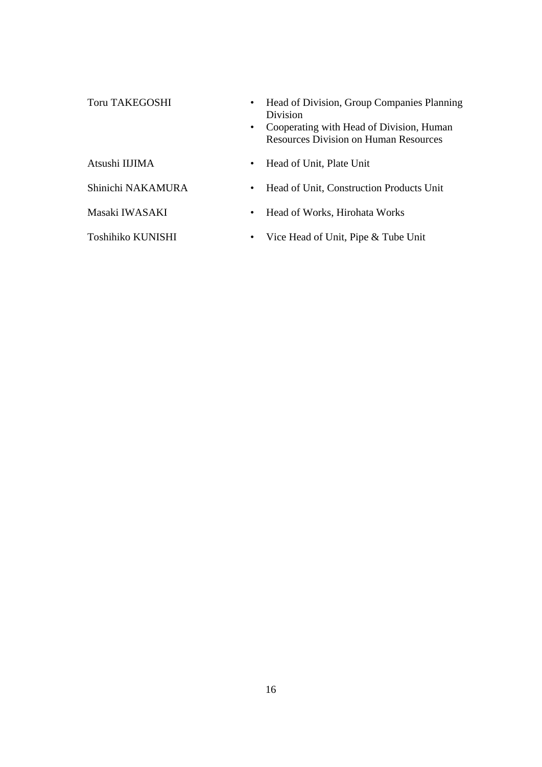| | |
|---|---|
| Toru TAKEGOSHI | • Head of Division, Group Companies Planning Division<br>• Cooperating with Head of Division, Human Resources Division on Human Resources |
| Atsushi IIJIMA | • Head of Unit, Plate Unit |
| Shinichi NAKAMURA | • Head of Unit, Construction Products Unit |
| Masaki IWASAKI | • Head of Works, Hirohata Works |
| Toshihiko KUNISHI | • Vice Head of Unit, Pipe & Tube Unit |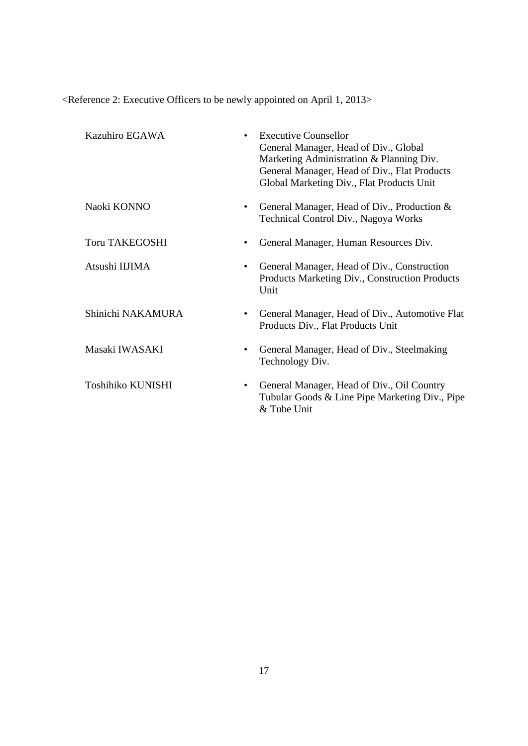<Reference 2: Executive Officers to be newly appointed on April 1, 2013>

| | |
|---|---|
| Kazuhiro EGAWA | • Executive Counsellor<br>General Manager, Head of Div., Global Marketing Administration & Planning Div.<br>General Manager, Head of Div., Flat Products Global Marketing Div., Flat Products Unit |
| Naoki KONNO | • General Manager, Head of Div., Production & Technical Control Div., Nagoya Works |
| Toru TAKEGOSHI | • General Manager, Human Resources Div. |
| Atsushi IIJIMA | • General Manager, Head of Div., Construction Products Marketing Div., Construction Products Unit |
| Shinichi NAKAMURA | • General Manager, Head of Div., Automotive Flat Products Div., Flat Products Unit |
| Masaki IWASAKI | • General Manager, Head of Div., Steelmaking Technology Div. |
| Toshihiko KUNISHI | • General Manager, Head of Div., Oil Country Tubular Goods & Line Pipe Marketing Div., Pipe & Tube Unit |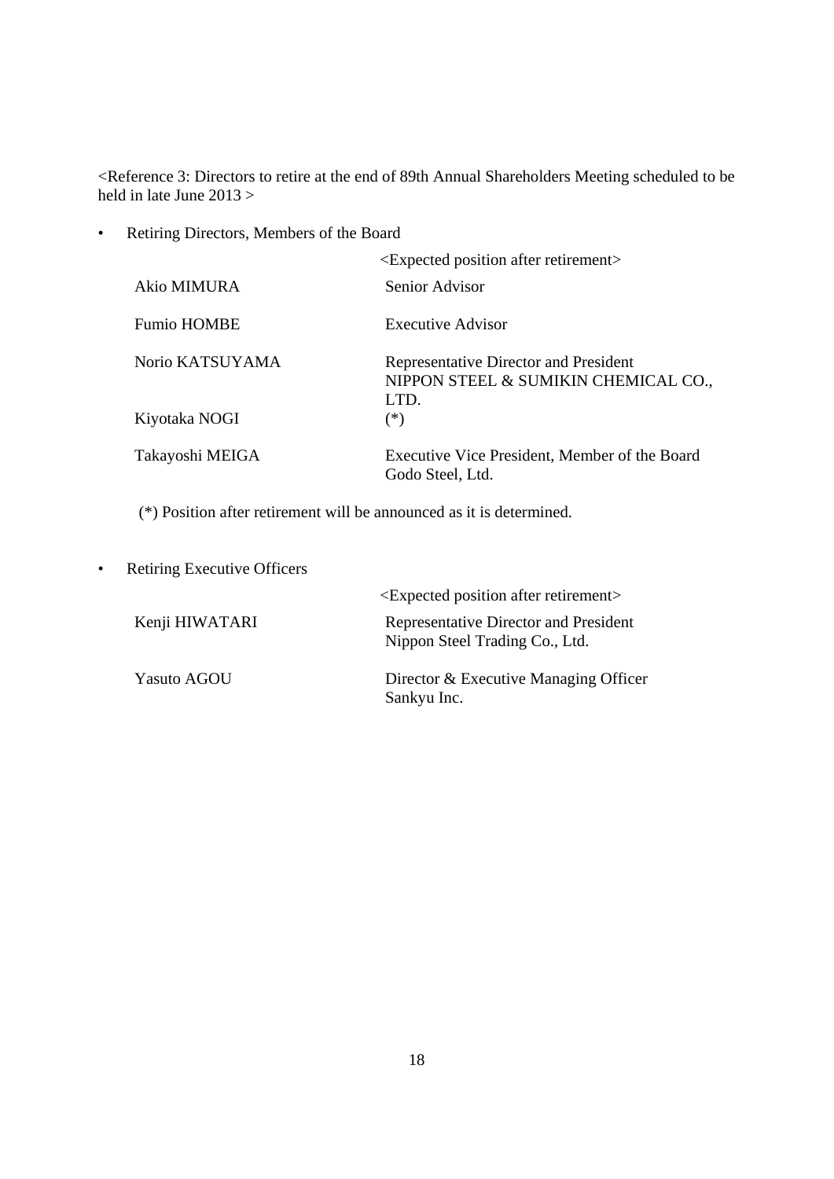<Reference 3: Directors to retire at the end of 89th Annual Shareholders Meeting scheduled to be held in late June 2013 >

- Retiring Directors, Members of the Board

| | <Expected position after retirement> |
| --- | --- |
| Akio MIMURA | Senior Advisor |
| Fumio HOMBE | Executive Advisor |
| Norio KATSUYAMA | Representative Director and President NIPPON STEEL & SUMIKIN CHEMICAL CO., LTD. |
| Kiyotaka NOGI | (*) |
| Takayoshi MEIGA | Executive Vice President, Member of the Board Godo Steel, Ltd. |

(*) Position after retirement will be announced as it is determined.

- Retiring Executive Officers

| | <Expected position after retirement> |
| --- | --- |
| Kenji HIWATARI | Representative Director and President Nippon Steel Trading Co., Ltd. |
| Yasuto AGOU | Director & Executive Managing Officer Sankyu Inc. |